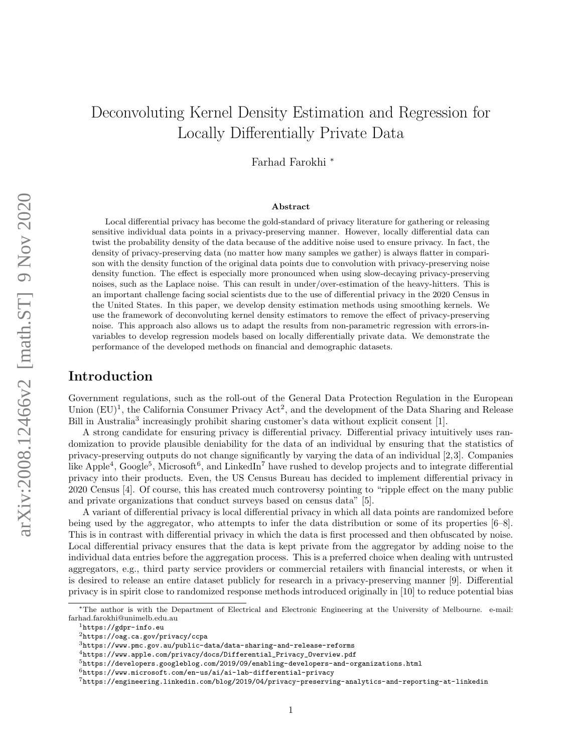# Deconvoluting Kernel Density Estimation and Regression for Locally Differentially Private Data

Farhad Farokhi *

### Abstract

Local differential privacy has become the gold-standard of privacy literature for gathering or releasing sensitive individual data points in a privacy-preserving manner. However, locally differential data can twist the probability density of the data because of the additive noise used to ensure privacy. In fact, the density of privacy-preserving data (no matter how many samples we gather) is always flatter in comparison with the density function of the original data points due to convolution with privacy-preserving noise density function. The effect is especially more pronounced when using slow-decaying privacy-preserving noises, such as the Laplace noise. This can result in under/over-estimation of the heavy-hitters. This is an important challenge facing social scientists due to the use of differential privacy in the 2020 Census in the United States. In this paper, we develop density estimation methods using smoothing kernels. We use the framework of deconvoluting kernel density estimators to remove the effect of privacy-preserving noise. This approach also allows us to adapt the results from non-parametric regression with errors-in-variables to develop regression models based on locally differentially private data. We demonstrate the performance of the developed methods on financial and demographic datasets.

## Introduction

Government regulations, such as the roll-out of the General Data Protection Regulation in the European Union (EU)[1], the California Consumer Privacy Act[2], and the development of the Data Sharing and Release Bill in Australia[3] increasingly prohibit sharing customer's data without explicit consent [1].

A strong candidate for ensuring privacy is differential privacy. Differential privacy intuitively uses randomization to provide plausible deniability for the data of an individual by ensuring that the statistics of privacy-preserving outputs do not change significantly by varying the data of an individual [2,3]. Companies like Apple[4], Google[5], Microsoft[6], and LinkedIn[7] have rushed to develop projects and to integrate differential privacy into their products. Even, the US Census Bureau has decided to implement differential privacy in 2020 Census [4]. Of course, this has created much controversy pointing to "ripple effect on the many public and private organizations that conduct surveys based on census data" [5].

A variant of differential privacy is local differential privacy in which all data points are randomized before being used by the aggregator, who attempts to infer the data distribution or some of its properties [6–8]. This is in contrast with differential privacy in which the data is first processed and then obfuscated by noise. Local differential privacy ensures that the data is kept private from the aggregator by adding noise to the individual data entries before the aggregation process. This is a preferred choice when dealing with untrusted aggregators, e.g., third party service providers or commercial retailers with financial interests, or when it is desired to release an entire dataset publicly for research in a privacy-preserving manner [9]. Differential privacy is in spirit close to randomized response methods introduced originally in [10] to reduce potential bias

*The author is with the Department of Electrical and Electronic Engineering at the University of Melbourne. e-mail: farhad.farokhi@unimelb.edu.au

[1] https://gdpr-info.eu

[2] https://oag.ca.gov/privacy/ccpa

[3] https://www.pmc.gov.au/public-data/data-sharing-and-release-reforms

[4] https://www.apple.com/privacy/docs/Differential_Privacy_Overview.pdf

[5] https://developers.googleblog.com/2019/09/enabling-developers-and-organizations.html

[6] https://www.microsoft.com/en-us/ai/ai-lab-differential-privacy

[7] https://engineering.linkedin.com/blog/2019/04/privacy-preserving-analytics-and-reporting-at-linkedin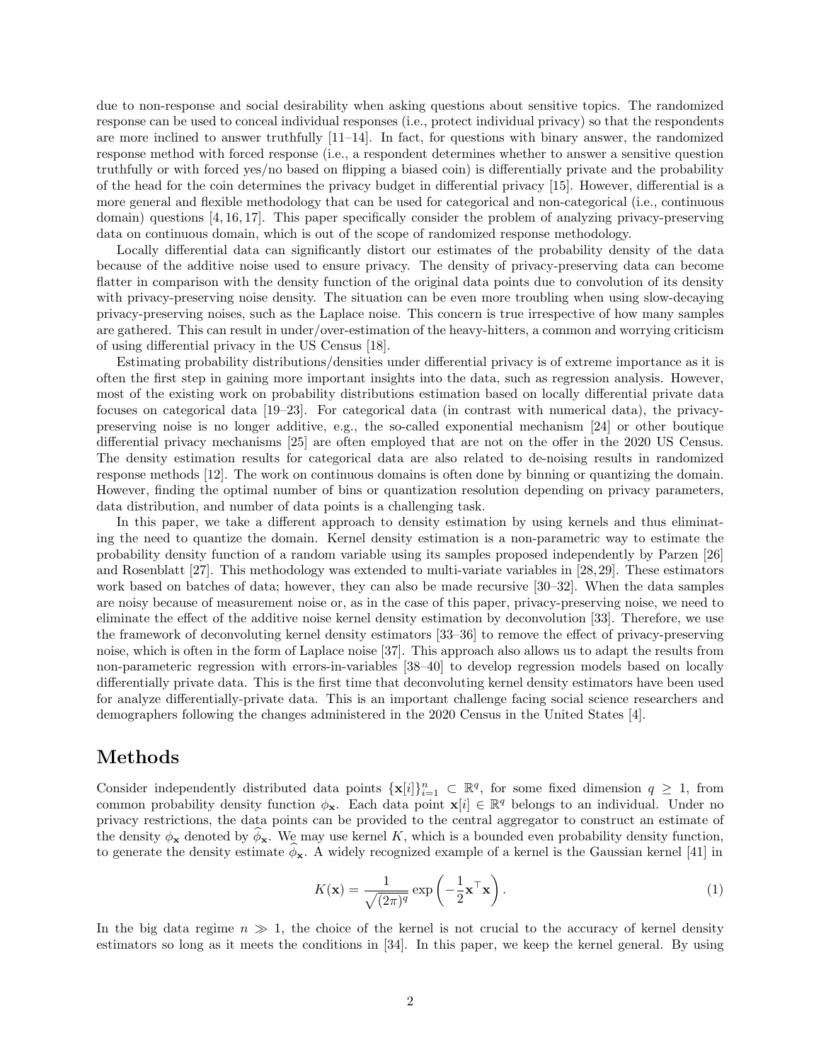due to non-response and social desirability when asking questions about sensitive topics. The randomized response can be used to conceal individual responses (i.e., protect individual privacy) so that the respondents are more inclined to answer truthfully [11–14]. In fact, for questions with binary answer, the randomized response method with forced response (i.e., a respondent determines whether to answer a sensitive question truthfully or with forced yes/no based on flipping a biased coin) is differentially private and the probability of the head for the coin determines the privacy budget in differential privacy [15]. However, differential is a more general and flexible methodology that can be used for categorical and non-categorical (i.e., continuous domain) questions [4, 16, 17]. This paper specifically consider the problem of analyzing privacy-preserving data on continuous domain, which is out of the scope of randomized response methodology.

Locally differential data can significantly distort our estimates of the probability density of the data because of the additive noise used to ensure privacy. The density of privacy-preserving data can become flatter in comparison with the density function of the original data points due to convolution of its density with privacy-preserving noise density. The situation can be even more troubling when using slow-decaying privacy-preserving noises, such as the Laplace noise. This concern is true irrespective of how many samples are gathered. This can result in under/over-estimation of the heavy-hitters, a common and worrying criticism of using differential privacy in the US Census [18].

Estimating probability distributions/densities under differential privacy is of extreme importance as it is often the first step in gaining more important insights into the data, such as regression analysis. However, most of the existing work on probability distributions estimation based on locally differential private data focuses on categorical data [19–23]. For categorical data (in contrast with numerical data), the privacy-preserving noise is no longer additive, e.g., the so-called exponential mechanism [24] or other boutique differential privacy mechanisms [25] are often employed that are not on the offer in the 2020 US Census. The density estimation results for categorical data are also related to de-noising results in randomized response methods [12]. The work on continuous domains is often done by binning or quantizing the domain. However, finding the optimal number of bins or quantization resolution depending on privacy parameters, data distribution, and number of data points is a challenging task.

In this paper, we take a different approach to density estimation by using kernels and thus eliminating the need to quantize the domain. Kernel density estimation is a non-parametric way to estimate the probability density function of a random variable using its samples proposed independently by Parzen [26] and Rosenblatt [27]. This methodology was extended to multi-variate variables in [28, 29]. These estimators work based on batches of data; however, they can also be made recursive [30–32]. When the data samples are noisy because of measurement noise or, as in the case of this paper, privacy-preserving noise, we need to eliminate the effect of the additive noise kernel density estimation by deconvolution [33]. Therefore, we use the framework of deconvoluting kernel density estimators [33–36] to remove the effect of privacy-preserving noise, which is often in the form of Laplace noise [37]. This approach also allows us to adapt the results from non-parameteric regression with errors-in-variables [38–40] to develop regression models based on locally differentially private data. This is the first time that deconvoluting kernel density estimators have been used for analyze differentially-private data. This is an important challenge facing social science researchers and demographers following the changes administered in the 2020 Census in the United States [4].

## Methods

Consider independently distributed data points $\{\mathbf{x}[i]\}_{i=1}^n \subset \mathbb{R}^q$, for some fixed dimension $q \geq 1$, from common probability density function $\phi_{\mathbf{x}}$. Each data point $\mathbf{x}[i] \in \mathbb{R}^q$ belongs to an individual. Under no privacy restrictions, the data points can be provided to the central aggregator to construct an estimate of the density $\phi_{\mathbf{x}}$ denoted by $\widehat{\phi}_{\mathbf{x}}$. We may use kernel $K$, which is a bounded even probability density function, to generate the density estimate $\widehat{\phi}_{\mathbf{x}}$. A widely recognized example of a kernel is the Gaussian kernel [41] in

$$K(\mathbf{x}) = \frac{1}{\sqrt{(2\pi)^q}} \exp\left(-\frac{1}{2}\mathbf{x}^\top \mathbf{x}\right). \tag{1}$$

In the big data regime $n \gg 1$, the choice of the kernel is not crucial to the accuracy of kernel density estimators so long as it meets the conditions in [34]. In this paper, we keep the kernel general. By using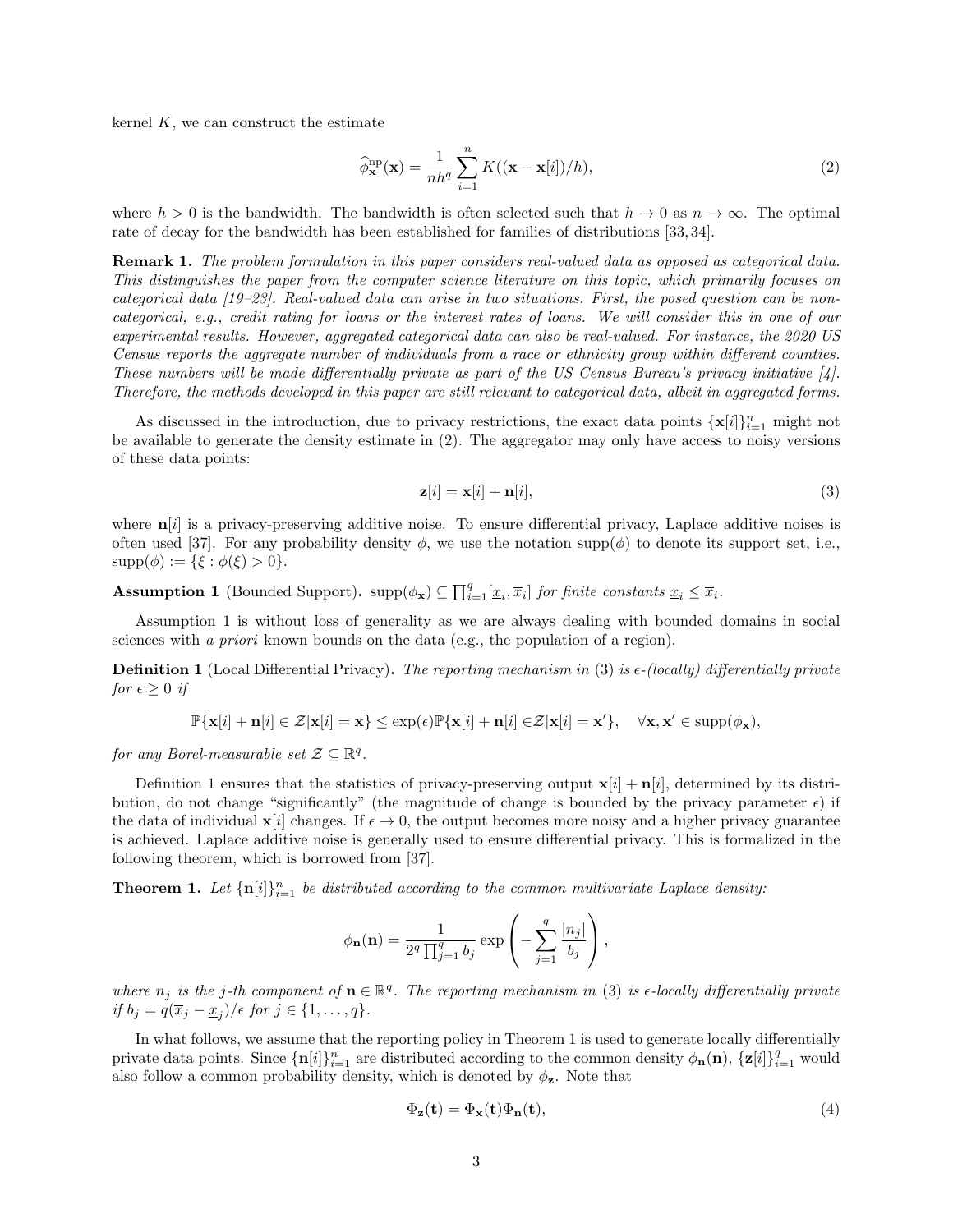kernel $K$, we can construct the estimate

$$\widehat{\phi}^{\mathrm{np}}_{\mathbf{x}}(\mathbf{x}) = \frac{1}{nh^q}\sum_{i=1}^{n} K((\mathbf{x}-\mathbf{x}[i])/h), \tag{2}$$

where $h > 0$ is the bandwidth. The bandwidth is often selected such that $h \to 0$ as $n \to \infty$. The optimal rate of decay for the bandwidth has been established for families of distributions [33, 34].

**Remark 1.** *The problem formulation in this paper considers real-valued data as opposed as categorical data. This distinguishes the paper from the computer science literature on this topic, which primarily focuses on categorical data [19–23]. Real-valued data can arise in two situations. First, the posed question can be non-categorical, e.g., credit rating for loans or the interest rates of loans. We will consider this in one of our experimental results. However, aggregated categorical data can also be real-valued. For instance, the 2020 US Census reports the aggregate number of individuals from a race or ethnicity group within different counties. These numbers will be made differentially private as part of the US Census Bureau's privacy initiative [4]. Therefore, the methods developed in this paper are still relevant to categorical data, albeit in aggregated forms.*

As discussed in the introduction, due to privacy restrictions, the exact data points $\{\mathbf{x}[i]\}_{i=1}^n$ might not be available to generate the density estimate in (2). The aggregator may only have access to noisy versions of these data points:

$$\mathbf{z}[i] = \mathbf{x}[i] + \mathbf{n}[i], \tag{3}$$

where $\mathbf{n}[i]$ is a privacy-preserving additive noise. To ensure differential privacy, Laplace additive noises is often used [37]. For any probability density $\phi$, we use the notation $\mathrm{supp}(\phi)$ to denote its support set, i.e., $\mathrm{supp}(\phi) := \{\xi : \phi(\xi) > 0\}$.

**Assumption 1** (Bounded Support)**.** *$\mathrm{supp}(\phi_{\mathbf{x}}) \subseteq \prod_{i=1}^q [\underline{x}_i, \overline{x}_i]$ for finite constants $\underline{x}_i \le \overline{x}_i$.*

Assumption 1 is without loss of generality as we are always dealing with bounded domains in social sciences with *a priori* known bounds on the data (e.g., the population of a region).

**Definition 1** (Local Differential Privacy)**.** *The reporting mechanism in (3) is $\epsilon$-(locally) differentially private for $\epsilon \ge 0$ if*

$$\mathbb{P}\{\mathbf{x}[i]+\mathbf{n}[i] \in \mathcal{Z} | \mathbf{x}[i] = \mathbf{x}\} \le \exp(\epsilon)\mathbb{P}\{\mathbf{x}[i]+\mathbf{n}[i] \in \mathcal{Z} | \mathbf{x}[i] = \mathbf{x}'\}, \quad \forall \mathbf{x}, \mathbf{x}' \in \mathrm{supp}(\phi_{\mathbf{x}}),$$

*for any Borel-measurable set $\mathcal{Z} \subseteq \mathbb{R}^q$.*

Definition 1 ensures that the statistics of privacy-preserving output $\mathbf{x}[i] + \mathbf{n}[i]$, determined by its distribution, do not change "significantly" (the magnitude of change is bounded by the privacy parameter $\epsilon$) if the data of individual $\mathbf{x}[i]$ changes. If $\epsilon \to 0$, the output becomes more noisy and a higher privacy guarantee is achieved. Laplace additive noise is generally used to ensure differential privacy. This is formalized in the following theorem, which is borrowed from [37].

**Theorem 1.** *Let $\{\mathbf{n}[i]\}_{i=1}^n$ be distributed according to the common multivariate Laplace density:*

$$\phi_{\mathbf{n}}(\mathbf{n}) = \frac{1}{2^q \prod_{j=1}^q b_j} \exp\left(-\sum_{j=1}^q \frac{|n_j|}{b_j}\right),$$

*where $n_j$ is the $j$-th component of $\mathbf{n} \in \mathbb{R}^q$. The reporting mechanism in (3) is $\epsilon$-locally differentially private if $b_j = q(\overline{x}_j - \underline{x}_j)/\epsilon$ for $j \in \{1, \dots, q\}$.*

In what follows, we assume that the reporting policy in Theorem 1 is used to generate locally differentially private data points. Since $\{\mathbf{n}[i]\}_{i=1}^n$ are distributed according to the common density $\phi_{\mathbf{n}}(\mathbf{n})$, $\{\mathbf{z}[i]\}_{i=1}^q$ would also follow a common probability density, which is denoted by $\phi_{\mathbf{z}}$. Note that

$$\Phi_{\mathbf{z}}(\mathbf{t}) = \Phi_{\mathbf{x}}(\mathbf{t})\Phi_{\mathbf{n}}(\mathbf{t}), \tag{4}$$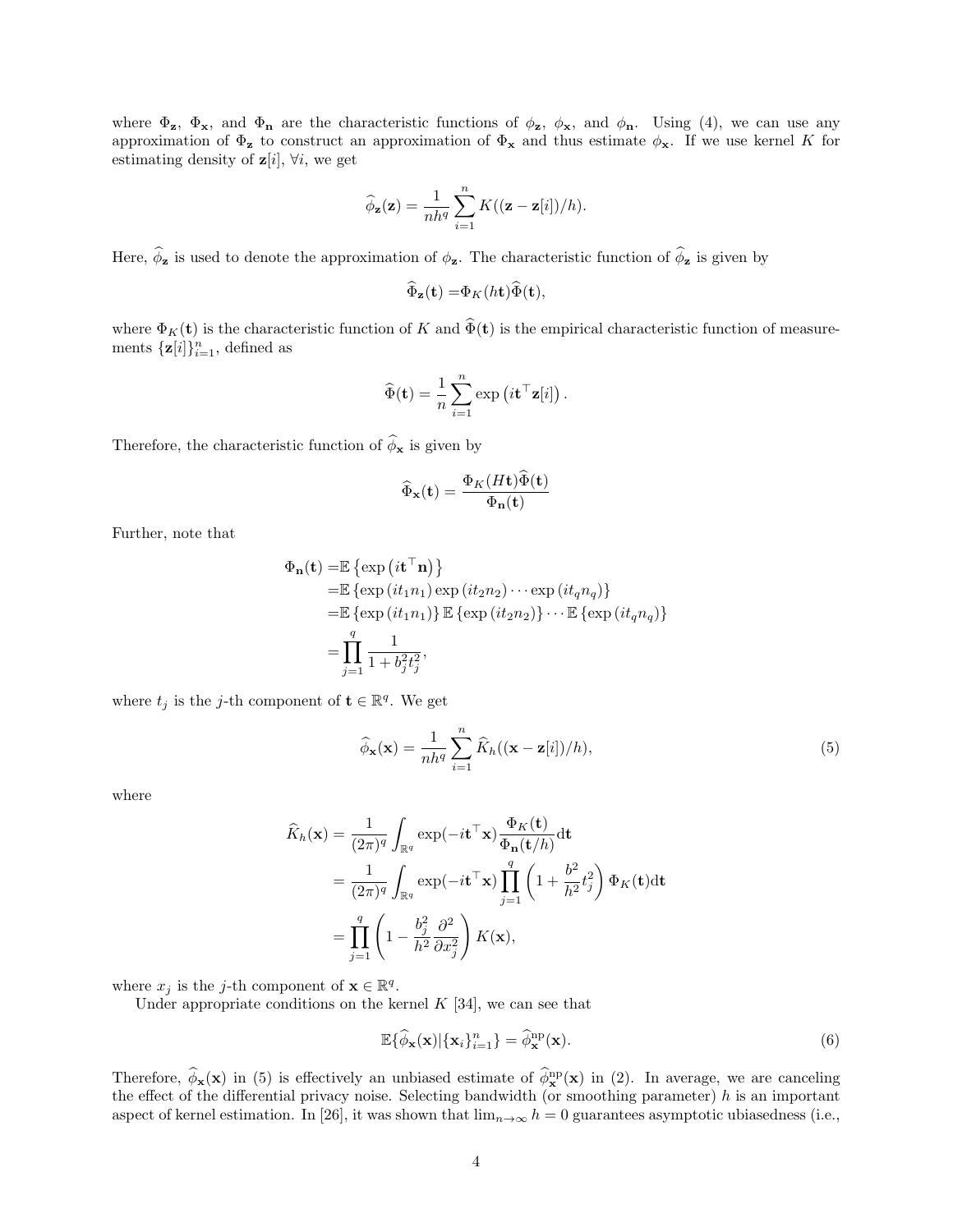where $\Phi_{\mathbf{z}}$, $\Phi_{\mathbf{x}}$, and $\Phi_{\mathbf{n}}$ are the characteristic functions of $\phi_{\mathbf{z}}$, $\phi_{\mathbf{x}}$, and $\phi_{\mathbf{n}}$. Using (4), we can use any approximation of $\Phi_{\mathbf{z}}$ to construct an approximation of $\Phi_{\mathbf{x}}$ and thus estimate $\phi_{\mathbf{x}}$. If we use kernel $K$ for estimating density of $\mathbf{z}[i]$, $\forall i$, we get

$$\widehat{\phi}_{\mathbf{z}}(\mathbf{z}) = \frac{1}{nh^q}\sum_{i=1}^{n} K((\mathbf{z}-\mathbf{z}[i])/h).$$

Here, $\widehat{\phi}_{\mathbf{z}}$ is used to denote the approximation of $\phi_{\mathbf{z}}$. The characteristic function of $\widehat{\phi}_{\mathbf{z}}$ is given by

$$\widehat{\Phi}_{\mathbf{z}}(\mathbf{t}) = \Phi_K(h\mathbf{t})\widehat{\Phi}(\mathbf{t}),$$

where $\Phi_K(\mathbf{t})$ is the characteristic function of $K$ and $\widehat{\Phi}(\mathbf{t})$ is the empirical characteristic function of measurements $\{\mathbf{z}[i]\}_{i=1}^n$, defined as

$$\widehat{\Phi}(\mathbf{t}) = \frac{1}{n}\sum_{i=1}^{n}\exp\left(i\mathbf{t}^\top \mathbf{z}[i]\right).$$

Therefore, the characteristic function of $\widehat{\phi}_{\mathbf{x}}$ is given by

$$\widehat{\Phi}_{\mathbf{x}}(\mathbf{t}) = \frac{\Phi_K(H\mathbf{t})\widehat{\Phi}(\mathbf{t})}{\Phi_{\mathbf{n}}(\mathbf{t})}$$

Further, note that

$$\begin{aligned}
\Phi_{\mathbf{n}}(\mathbf{t}) &= \mathbb{E}\left\{\exp\left(i\mathbf{t}^\top \mathbf{n}\right)\right\} \\
&= \mathbb{E}\left\{\exp\left(it_1 n_1\right)\exp\left(it_2 n_2\right)\cdots\exp\left(it_q n_q\right)\right\} \\
&= \mathbb{E}\left\{\exp\left(it_1 n_1\right)\right\}\mathbb{E}\left\{\exp\left(it_2 n_2\right)\right\}\cdots\mathbb{E}\left\{\exp\left(it_q n_q\right)\right\} \\
&= \prod_{j=1}^{q}\frac{1}{1+b_j^2 t_j^2},
\end{aligned}$$

where $t_j$ is the $j$-th component of $\mathbf{t}\in\mathbb{R}^q$. We get

$$\widehat{\phi}_{\mathbf{x}}(\mathbf{x}) = \frac{1}{nh^q}\sum_{i=1}^{n}\widehat{K}_h((\mathbf{x}-\mathbf{z}[i])/h), \tag{5}$$

where

$$\begin{aligned}
\widehat{K}_h(\mathbf{x}) &= \frac{1}{(2\pi)^q}\int_{\mathbb{R}^q}\exp(-i\mathbf{t}^\top\mathbf{x})\frac{\Phi_K(\mathbf{t})}{\Phi_{\mathbf{n}}(\mathbf{t}/h)}\mathrm{d}\mathbf{t} \\
&= \frac{1}{(2\pi)^q}\int_{\mathbb{R}^q}\exp(-i\mathbf{t}^\top\mathbf{x})\prod_{j=1}^{q}\left(1+\frac{b^2}{h^2}t_j^2\right)\Phi_K(\mathbf{t})\mathrm{d}\mathbf{t} \\
&= \prod_{j=1}^{q}\left(1-\frac{b_j^2}{h^2}\frac{\partial^2}{\partial x_j^2}\right)K(\mathbf{x}),
\end{aligned}$$

where $x_j$ is the $j$-th component of $\mathbf{x}\in\mathbb{R}^q$.

Under appropriate conditions on the kernel $K$ [34], we can see that

$$\mathbb{E}\{\widehat{\phi}_{\mathbf{x}}(\mathbf{x})|\{\mathbf{x}_i\}_{i=1}^n\} = \widehat{\phi}_{\mathbf{x}}^{\mathrm{np}}(\mathbf{x}). \tag{6}$$

Therefore, $\widehat{\phi}_{\mathbf{x}}(\mathbf{x})$ in (5) is effectively an unbiased estimate of $\widehat{\phi}_{\mathbf{x}}^{\mathrm{np}}(\mathbf{x})$ in (2). In average, we are canceling the effect of the differential privacy noise. Selecting bandwidth (or smoothing parameter) $h$ is an important aspect of kernel estimation. In [26], it was shown that $\lim_{n\to\infty} h = 0$ guarantees asymptotic ubiasedness (i.e.,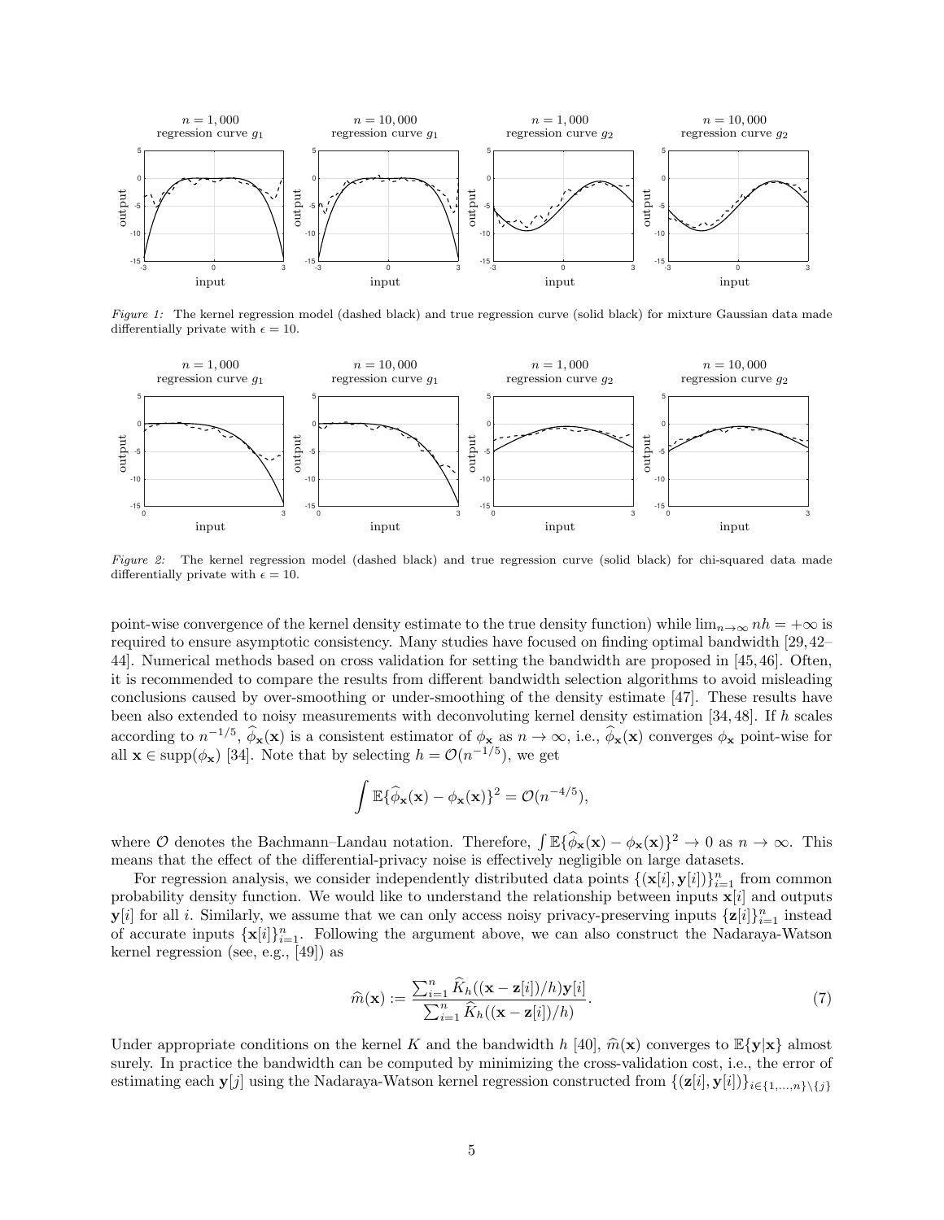*Figure 1:* The kernel regression model (dashed black) and true regression curve (solid black) for mixture Gaussian data made differentially private with $\epsilon = 10$.

*Figure 2:* The kernel regression model (dashed black) and true regression curve (solid black) for chi-squared data made differentially private with $\epsilon = 10$.

point-wise convergence of the kernel density estimate to the true density function) while $\lim_{n\to\infty} nh = +\infty$ is required to ensure asymptotic consistency. Many studies have focused on finding optimal bandwidth [29, 42–44]. Numerical methods based on cross validation for setting the bandwidth are proposed in [45, 46]. Often, it is recommended to compare the results from different bandwidth selection algorithms to avoid misleading conclusions caused by over-smoothing or under-smoothing of the density estimate [47]. These results have been also extended to noisy measurements with deconvoluting kernel density estimation [34, 48]. If $h$ scales according to $n^{-1/5}$, $\widehat{\phi}_{\mathbf{x}}(\mathbf{x})$ is a consistent estimator of $\phi_{\mathbf{x}}$ as $n \to \infty$, i.e., $\widehat{\phi}_{\mathbf{x}}(\mathbf{x})$ converges $\phi_{\mathbf{x}}$ point-wise for all $\mathbf{x} \in \mathrm{supp}(\phi_{\mathbf{x}})$ [34]. Note that by selecting $h = \mathcal{O}(n^{-1/5})$, we get

$$\int \mathbb{E}\{\widehat{\phi}_{\mathbf{x}}(\mathbf{x}) - \phi_{\mathbf{x}}(\mathbf{x})\}^2 = \mathcal{O}(n^{-4/5}),$$

where $\mathcal{O}$ denotes the Bachmann–Landau notation. Therefore, $\int \mathbb{E}\{\widehat{\phi}_{\mathbf{x}}(\mathbf{x}) - \phi_{\mathbf{x}}(\mathbf{x})\}^2 \to 0$ as $n \to \infty$. This means that the effect of the differential-privacy noise is effectively negligible on large datasets.

For regression analysis, we consider independently distributed data points $\{(\mathbf{x}[i], \mathbf{y}[i])\}_{i=1}^n$ from common probability density function. We would like to understand the relationship between inputs $\mathbf{x}[i]$ and outputs $\mathbf{y}[i]$ for all $i$. Similarly, we assume that we can only access noisy privacy-preserving inputs $\{\mathbf{z}[i]\}_{i=1}^n$ instead of accurate inputs $\{\mathbf{x}[i]\}_{i=1}^n$. Following the argument above, we can also construct the Nadaraya-Watson kernel regression (see, e.g., [49]) as

$$\widehat{m}(\mathbf{x}) := \frac{\sum_{i=1}^n \widehat{K}_h((\mathbf{x} - \mathbf{z}[i])/h)\mathbf{y}[i]}{\sum_{i=1}^n \widehat{K}_h((\mathbf{x} - \mathbf{z}[i])/h)}. \tag{7}$$

Under appropriate conditions on the kernel $K$ and the bandwidth $h$ [40], $\widehat{m}(\mathbf{x})$ converges to $\mathbb{E}\{\mathbf{y}|\mathbf{x}\}$ almost surely. In practice the bandwidth can be computed by minimizing the cross-validation cost, i.e., the error of estimating each $\mathbf{y}[j]$ using the Nadaraya-Watson kernel regression constructed from $\{(\mathbf{z}[i], \mathbf{y}[i])\}_{i\in\{1,\dots,n\}\setminus\{j\}}$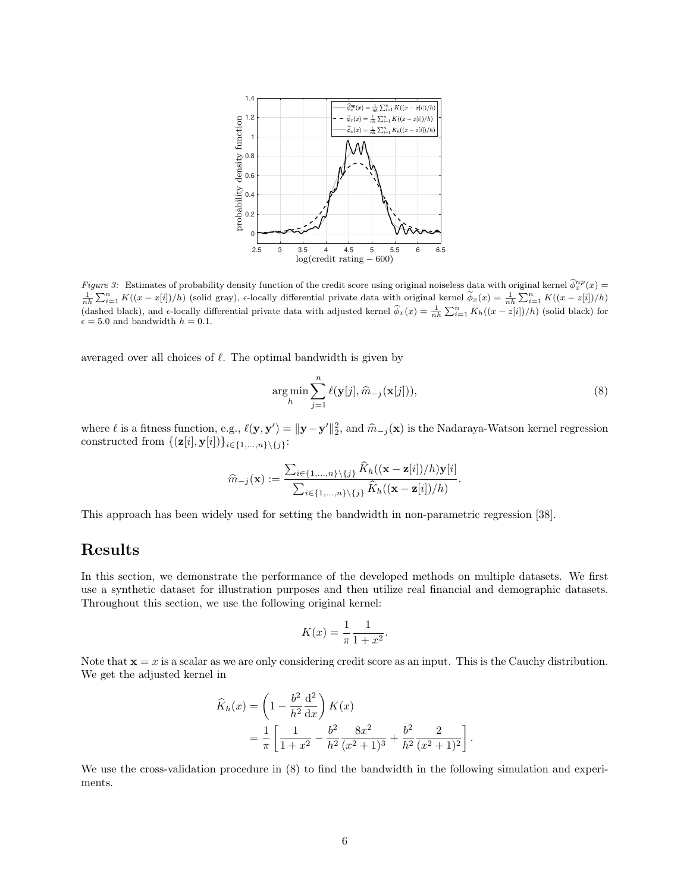*Figure 3:* Estimates of probability density function of the credit score using original noiseless data with original kernel $\widehat{\phi}_x^{np}(x) = \frac{1}{nh}\sum_{i=1}^n K((x - x[i])/h)$ (solid gray), $\epsilon$-locally differential private data with original kernel $\widetilde{\phi}_x(x) = \frac{1}{nh}\sum_{i=1}^n K((x - z[i])/h)$ (dashed black), and $\epsilon$-locally differential private data with adjusted kernel $\widehat{\phi}_x(x) = \frac{1}{nh}\sum_{i=1}^n K_h((x - z[i])/h)$ (solid black) for $\epsilon = 5.0$ and bandwidth $h = 0.1$.

averaged over all choices of $\ell$. The optimal bandwidth is given by

$$\arg\min_h \sum_{j=1}^n \ell(\mathbf{y}[j], \widehat{m}_{-j}(\mathbf{x}[j])), \tag{8}$$

where $\ell$ is a fitness function, e.g., $\ell(\mathbf{y}, \mathbf{y}') = \|\mathbf{y} - \mathbf{y}'\|_2^2$, and $\widehat{m}_{-j}(\mathbf{x})$ is the Nadaraya-Watson kernel regression constructed from $\{(\mathbf{z}[i], \mathbf{y}[i])\}_{i \in \{1,\dots,n\} \setminus \{j\}}$:

$$\widehat{m}_{-j}(\mathbf{x}) := \frac{\sum_{i \in \{1,\dots,n\} \setminus \{j\}} \widehat{K}_h((\mathbf{x} - \mathbf{z}[i])/h)\mathbf{y}[i]}{\sum_{i \in \{1,\dots,n\} \setminus \{j\}} \widehat{K}_h((\mathbf{x} - \mathbf{z}[i])/h)}.$$

This approach has been widely used for setting the bandwidth in non-parametric regression [38].

# Results

In this section, we demonstrate the performance of the developed methods on multiple datasets. We first use a synthetic dataset for illustration purposes and then utilize real financial and demographic datasets. Throughout this section, we use the following original kernel:

$$K(x) = \frac{1}{\pi}\frac{1}{1 + x^2}.$$

Note that $\mathbf{x} = x$ is a scalar as we are only considering credit score as an input. This is the Cauchy distribution. We get the adjusted kernel in

$$\begin{aligned}
\widehat{K}_h(x) &= \left(1 - \frac{b^2}{h^2}\frac{\mathrm{d}^2}{\mathrm{d}x}\right) K(x) \\
&= \frac{1}{\pi}\left[\frac{1}{1 + x^2} - \frac{b^2}{h^2}\frac{8x^2}{(x^2 + 1)^3} + \frac{b^2}{h^2}\frac{2}{(x^2 + 1)^2}\right].
\end{aligned}$$

We use the cross-validation procedure in (8) to find the bandwidth in the following simulation and experiments.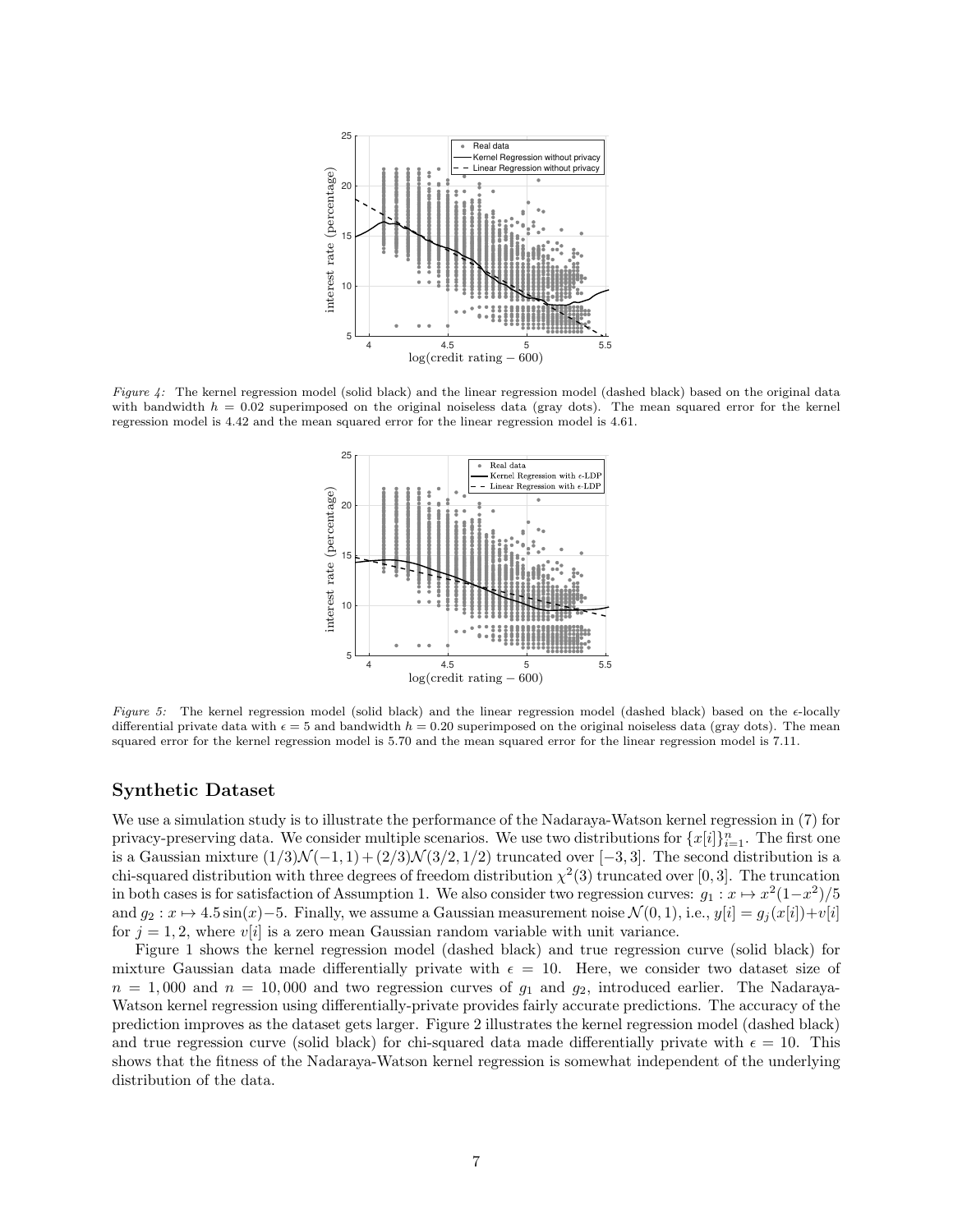*Figure 4:* The kernel regression model (solid black) and the linear regression model (dashed black) based on the original data with bandwidth $h = 0.02$ superimposed on the original noiseless data (gray dots). The mean squared error for the kernel regression model is 4.42 and the mean squared error for the linear regression model is 4.61.

*Figure 5:* The kernel regression model (solid black) and the linear regression model (dashed black) based on the $\epsilon$-locally differential private data with $\epsilon = 5$ and bandwidth $h = 0.20$ superimposed on the original noiseless data (gray dots). The mean squared error for the kernel regression model is 5.70 and the mean squared error for the linear regression model is 7.11.

### Synthetic Dataset

We use a simulation study is to illustrate the performance of the Nadaraya-Watson kernel regression in (7) for privacy-preserving data. We consider multiple scenarios. We use two distributions for $\{x[i]\}_{i=1}^{n}$. The first one is a Gaussian mixture $(1/3)\mathcal{N}(-1,1)+(2/3)\mathcal{N}(3/2,1/2)$ truncated over $[-3,3]$. The second distribution is a chi-squared distribution with three degrees of freedom distribution $\chi^2(3)$ truncated over $[0,3]$. The truncation in both cases is for satisfaction of Assumption 1. We also consider two regression curves: $g_1 : x \mapsto x^2(1-x^2)/5$ and $g_2 : x \mapsto 4.5\sin(x)-5$. Finally, we assume a Gaussian measurement noise $\mathcal{N}(0,1)$, i.e., $y[i] = g_j(x[i])+v[i]$ for $j = 1, 2$, where $v[i]$ is a zero mean Gaussian random variable with unit variance.

Figure 1 shows the kernel regression model (dashed black) and true regression curve (solid black) for mixture Gaussian data made differentially private with $\epsilon = 10$. Here, we consider two dataset size of $n = 1,000$ and $n = 10,000$ and two regression curves of $g_1$ and $g_2$, introduced earlier. The Nadaraya-Watson kernel regression using differentially-private provides fairly accurate predictions. The accuracy of the prediction improves as the dataset gets larger. Figure 2 illustrates the kernel regression model (dashed black) and true regression curve (solid black) for chi-squared data made differentially private with $\epsilon = 10$. This shows that the fitness of the Nadaraya-Watson kernel regression is somewhat independent of the underlying distribution of the data.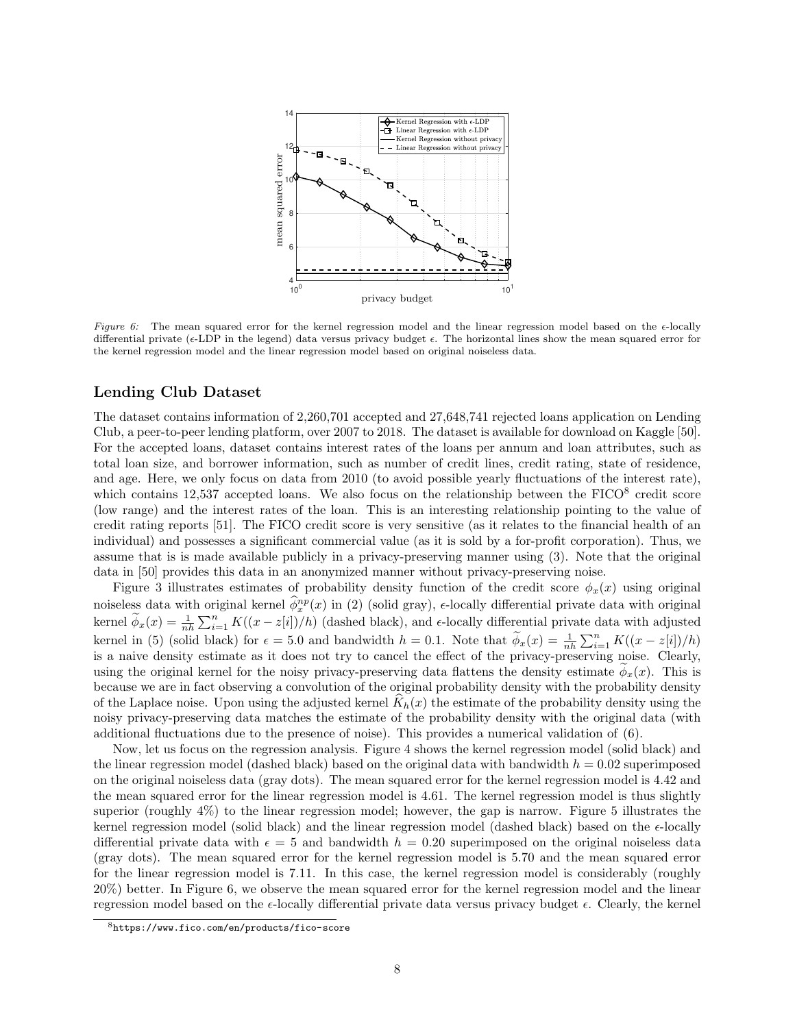*Figure 6:* The mean squared error for the kernel regression model and the linear regression model based on the $\epsilon$-locally differential private ($\epsilon$-LDP in the legend) data versus privacy budget $\epsilon$. The horizontal lines show the mean squared error for the kernel regression model and the linear regression model based on original noiseless data.

## Lending Club Dataset

The dataset contains information of 2,260,701 accepted and 27,648,741 rejected loans application on Lending Club, a peer-to-peer lending platform, over 2007 to 2018. The dataset is available for download on Kaggle [50]. For the accepted loans, dataset contains interest rates of the loans per annum and loan attributes, such as total loan size, and borrower information, such as number of credit lines, credit rating, state of residence, and age. Here, we only focus on data from 2010 (to avoid possible yearly fluctuations of the interest rate), which contains 12,537 accepted loans. We also focus on the relationship between the FICO[8] credit score (low range) and the interest rates of the loan. This is an interesting relationship pointing to the value of credit rating reports [51]. The FICO credit score is very sensitive (as it relates to the financial health of an individual) and possesses a significant commercial value (as it is sold by a for-profit corporation). Thus, we assume that is is made available publicly in a privacy-preserving manner using (3). Note that the original data in [50] provides this data in an anonymized manner without privacy-preserving noise.

Figure 3 illustrates estimates of probability density function of the credit score $\phi_x(x)$ using original noiseless data with original kernel $\widehat{\phi}_x^{np}(x)$ in (2) (solid gray), $\epsilon$-locally differential private data with original kernel $\widetilde{\phi}_x(x) = \frac{1}{nh}\sum_{i=1}^n K((x - z[i])/h)$ (dashed black), and $\epsilon$-locally differential private data with adjusted kernel in (5) (solid black) for $\epsilon = 5.0$ and bandwidth $h = 0.1$. Note that $\widetilde{\phi}_x(x) = \frac{1}{nh}\sum_{i=1}^n K((x - z[i])/h)$ is a naive density estimate as it does not try to cancel the effect of the privacy-preserving noise. Clearly, using the original kernel for the noisy privacy-preserving data flattens the density estimate $\widetilde{\phi}_x(x)$. This is because we are in fact observing a convolution of the original probability density with the probability density of the Laplace noise. Upon using the adjusted kernel $\widehat{K}_h(x)$ the estimate of the probability density using the noisy privacy-preserving data matches the estimate of the probability density with the original data (with additional fluctuations due to the presence of noise). This provides a numerical validation of (6).

Now, let us focus on the regression analysis. Figure 4 shows the kernel regression model (solid black) and the linear regression model (dashed black) based on the original data with bandwidth $h = 0.02$ superimposed on the original noiseless data (gray dots). The mean squared error for the kernel regression model is 4.42 and the mean squared error for the linear regression model is 4.61. The kernel regression model is thus slightly superior (roughly 4%) to the linear regression model; however, the gap is narrow. Figure 5 illustrates the kernel regression model (solid black) and the linear regression model (dashed black) based on the $\epsilon$-locally differential private data with $\epsilon = 5$ and bandwidth $h = 0.20$ superimposed on the original noiseless data (gray dots). The mean squared error for the kernel regression model is 5.70 and the mean squared error for the linear regression model is 7.11. In this case, the kernel regression model is considerably (roughly 20%) better. In Figure 6, we observe the mean squared error for the kernel regression model and the linear regression model based on the $\epsilon$-locally differential private data versus privacy budget $\epsilon$. Clearly, the kernel

[8] https://www.fico.com/en/products/fico-score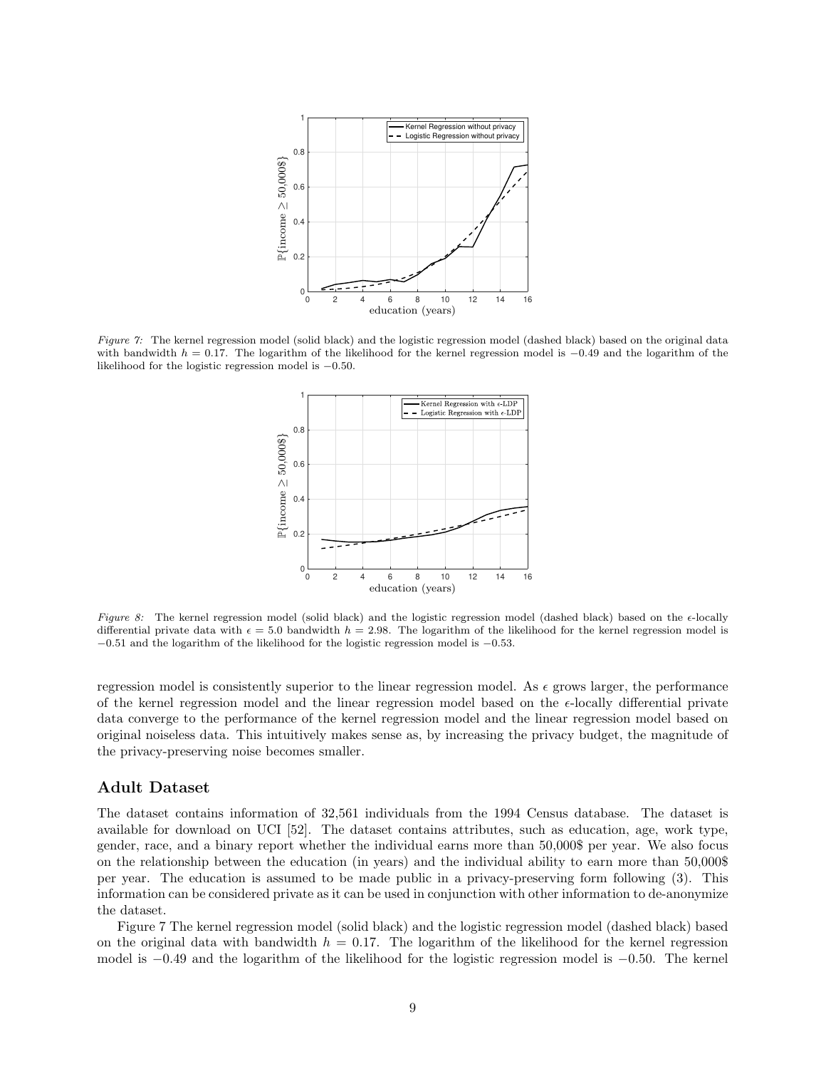*Figure 7:* The kernel regression model (solid black) and the logistic regression model (dashed black) based on the original data with bandwidth $h = 0.17$. The logarithm of the likelihood for the kernel regression model is $-0.49$ and the logarithm of the likelihood for the logistic regression model is $-0.50$.

*Figure 8:* The kernel regression model (solid black) and the logistic regression model (dashed black) based on the $\epsilon$-locally differential private data with $\epsilon = 5.0$ bandwidth $h = 2.98$. The logarithm of the likelihood for the kernel regression model is $-0.51$ and the logarithm of the likelihood for the logistic regression model is $-0.53$.

regression model is consistently superior to the linear regression model. As $\epsilon$ grows larger, the performance of the kernel regression model and the linear regression model based on the $\epsilon$-locally differential private data converge to the performance of the kernel regression model and the linear regression model based on original noiseless data. This intuitively makes sense as, by increasing the privacy budget, the magnitude of the privacy-preserving noise becomes smaller.

## Adult Dataset

The dataset contains information of 32,561 individuals from the 1994 Census database. The dataset is available for download on UCI [52]. The dataset contains attributes, such as education, age, work type, gender, race, and a binary report whether the individual earns more than 50,000$ per year. We also focus on the relationship between the education (in years) and the individual ability to earn more than 50,000$ per year. The education is assumed to be made public in a privacy-preserving form following (3). This information can be considered private as it can be used in conjunction with other information to de-anonymize the dataset.

Figure 7 The kernel regression model (solid black) and the logistic regression model (dashed black) based on the original data with bandwidth $h = 0.17$. The logarithm of the likelihood for the kernel regression model is $-0.49$ and the logarithm of the likelihood for the logistic regression model is $-0.50$. The kernel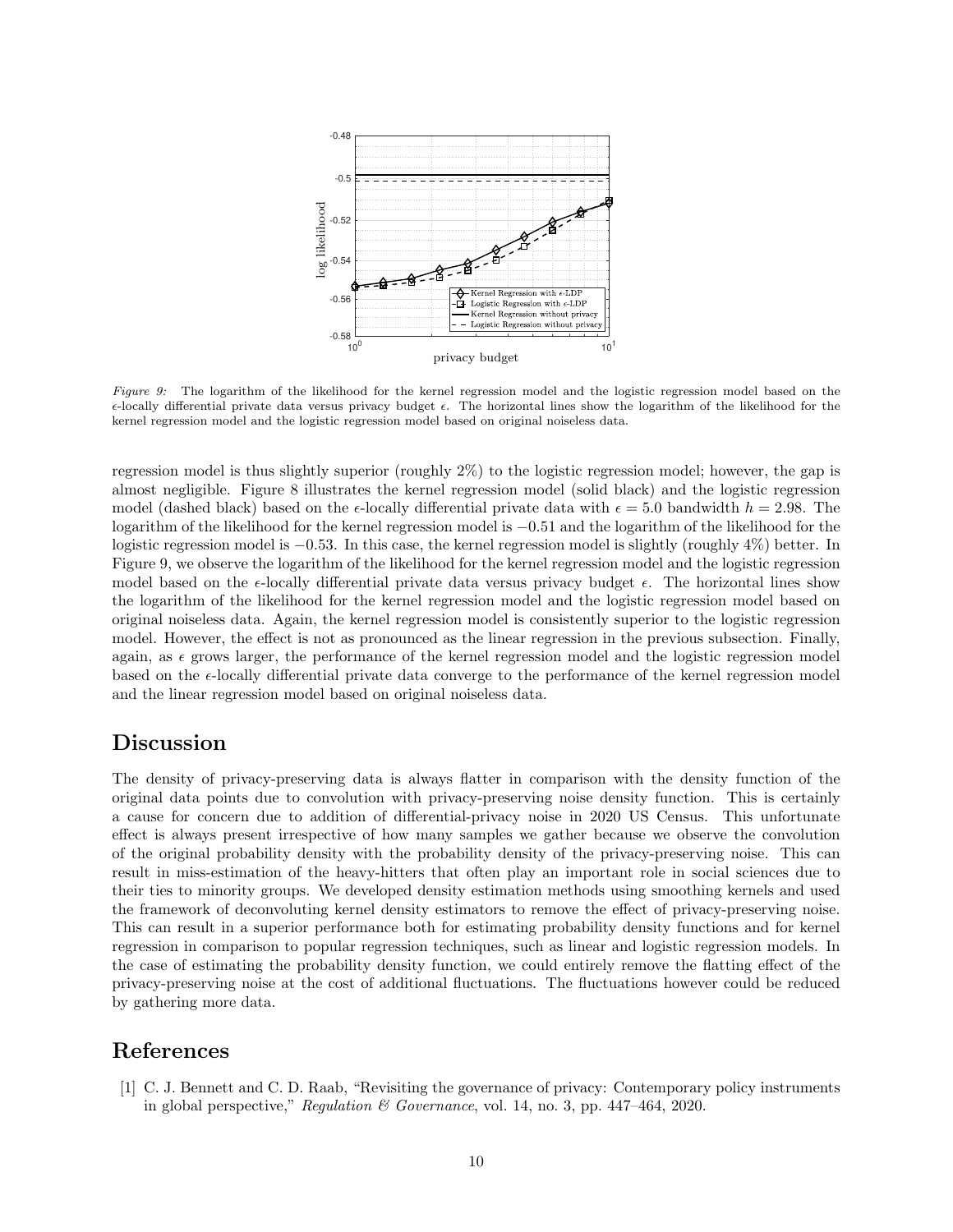*Figure 9:* The logarithm of the likelihood for the kernel regression model and the logistic regression model based on the $\epsilon$-locally differential private data versus privacy budget $\epsilon$. The horizontal lines show the logarithm of the likelihood for the kernel regression model and the logistic regression model based on original noiseless data.

regression model is thus slightly superior (roughly 2%) to the logistic regression model; however, the gap is almost negligible. Figure 8 illustrates the kernel regression model (solid black) and the logistic regression model (dashed black) based on the $\epsilon$-locally differential private data with $\epsilon = 5.0$ bandwidth $h = 2.98$. The logarithm of the likelihood for the kernel regression model is $-0.51$ and the logarithm of the likelihood for the logistic regression model is $-0.53$. In this case, the kernel regression model is slightly (roughly 4%) better. In Figure 9, we observe the logarithm of the likelihood for the kernel regression model and the logistic regression model based on the $\epsilon$-locally differential private data versus privacy budget $\epsilon$. The horizontal lines show the logarithm of the likelihood for the kernel regression model and the logistic regression model based on original noiseless data. Again, the kernel regression model is consistently superior to the logistic regression model. However, the effect is not as pronounced as the linear regression in the previous subsection. Finally, again, as $\epsilon$ grows larger, the performance of the kernel regression model and the logistic regression model based on the $\epsilon$-locally differential private data converge to the performance of the kernel regression model and the linear regression model based on original noiseless data.

## Discussion

The density of privacy-preserving data is always flatter in comparison with the density function of the original data points due to convolution with privacy-preserving noise density function. This is certainly a cause for concern due to addition of differential-privacy noise in 2020 US Census. This unfortunate effect is always present irrespective of how many samples we gather because we observe the convolution of the original probability density with the probability density of the privacy-preserving noise. This can result in miss-estimation of the heavy-hitters that often play an important role in social sciences due to their ties to minority groups. We developed density estimation methods using smoothing kernels and used the framework of deconvoluting kernel density estimators to remove the effect of privacy-preserving noise. This can result in a superior performance both for estimating probability density functions and for kernel regression in comparison to popular regression techniques, such as linear and logistic regression models. In the case of estimating the probability density function, we could entirely remove the flatting effect of the privacy-preserving noise at the cost of additional fluctuations. The fluctuations however could be reduced by gathering more data.

## References

[1] C. J. Bennett and C. D. Raab, "Revisiting the governance of privacy: Contemporary policy instruments in global perspective," *Regulation & Governance*, vol. 14, no. 3, pp. 447–464, 2020.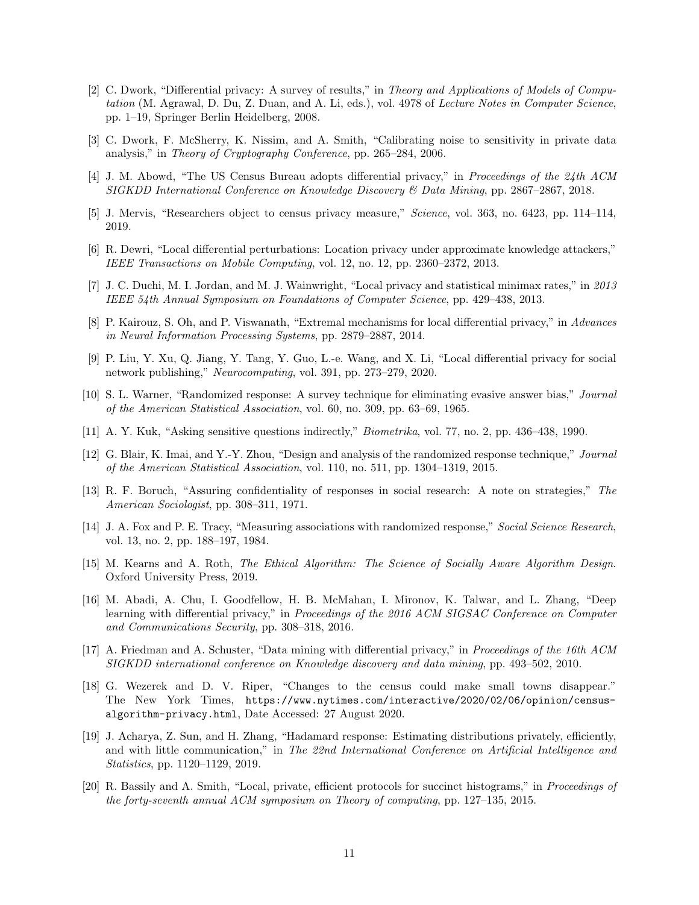[2] C. Dwork, "Differential privacy: A survey of results," in *Theory and Applications of Models of Computation* (M. Agrawal, D. Du, Z. Duan, and A. Li, eds.), vol. 4978 of *Lecture Notes in Computer Science*, pp. 1–19, Springer Berlin Heidelberg, 2008.

[3] C. Dwork, F. McSherry, K. Nissim, and A. Smith, "Calibrating noise to sensitivity in private data analysis," in *Theory of Cryptography Conference*, pp. 265–284, 2006.

[4] J. M. Abowd, "The US Census Bureau adopts differential privacy," in *Proceedings of the 24th ACM SIGKDD International Conference on Knowledge Discovery & Data Mining*, pp. 2867–2867, 2018.

[5] J. Mervis, "Researchers object to census privacy measure," *Science*, vol. 363, no. 6423, pp. 114–114, 2019.

[6] R. Dewri, "Local differential perturbations: Location privacy under approximate knowledge attackers," *IEEE Transactions on Mobile Computing*, vol. 12, no. 12, pp. 2360–2372, 2013.

[7] J. C. Duchi, M. I. Jordan, and M. J. Wainwright, "Local privacy and statistical minimax rates," in *2013 IEEE 54th Annual Symposium on Foundations of Computer Science*, pp. 429–438, 2013.

[8] P. Kairouz, S. Oh, and P. Viswanath, "Extremal mechanisms for local differential privacy," in *Advances in Neural Information Processing Systems*, pp. 2879–2887, 2014.

[9] P. Liu, Y. Xu, Q. Jiang, Y. Tang, Y. Guo, L.-e. Wang, and X. Li, "Local differential privacy for social network publishing," *Neurocomputing*, vol. 391, pp. 273–279, 2020.

[10] S. L. Warner, "Randomized response: A survey technique for eliminating evasive answer bias," *Journal of the American Statistical Association*, vol. 60, no. 309, pp. 63–69, 1965.

[11] A. Y. Kuk, "Asking sensitive questions indirectly," *Biometrika*, vol. 77, no. 2, pp. 436–438, 1990.

[12] G. Blair, K. Imai, and Y.-Y. Zhou, "Design and analysis of the randomized response technique," *Journal of the American Statistical Association*, vol. 110, no. 511, pp. 1304–1319, 2015.

[13] R. F. Boruch, "Assuring confidentiality of responses in social research: A note on strategies," *The American Sociologist*, pp. 308–311, 1971.

[14] J. A. Fox and P. E. Tracy, "Measuring associations with randomized response," *Social Science Research*, vol. 13, no. 2, pp. 188–197, 1984.

[15] M. Kearns and A. Roth, *The Ethical Algorithm: The Science of Socially Aware Algorithm Design*. Oxford University Press, 2019.

[16] M. Abadi, A. Chu, I. Goodfellow, H. B. McMahan, I. Mironov, K. Talwar, and L. Zhang, "Deep learning with differential privacy," in *Proceedings of the 2016 ACM SIGSAC Conference on Computer and Communications Security*, pp. 308–318, 2016.

[17] A. Friedman and A. Schuster, "Data mining with differential privacy," in *Proceedings of the 16th ACM SIGKDD international conference on Knowledge discovery and data mining*, pp. 493–502, 2010.

[18] G. Wezerek and D. V. Riper, "Changes to the census could make small towns disappear." The New York Times, `https://www.nytimes.com/interactive/2020/02/06/opinion/census-algorithm-privacy.html`, Date Accessed: 27 August 2020.

[19] J. Acharya, Z. Sun, and H. Zhang, "Hadamard response: Estimating distributions privately, efficiently, and with little communication," in *The 22nd International Conference on Artificial Intelligence and Statistics*, pp. 1120–1129, 2019.

[20] R. Bassily and A. Smith, "Local, private, efficient protocols for succinct histograms," in *Proceedings of the forty-seventh annual ACM symposium on Theory of computing*, pp. 127–135, 2015.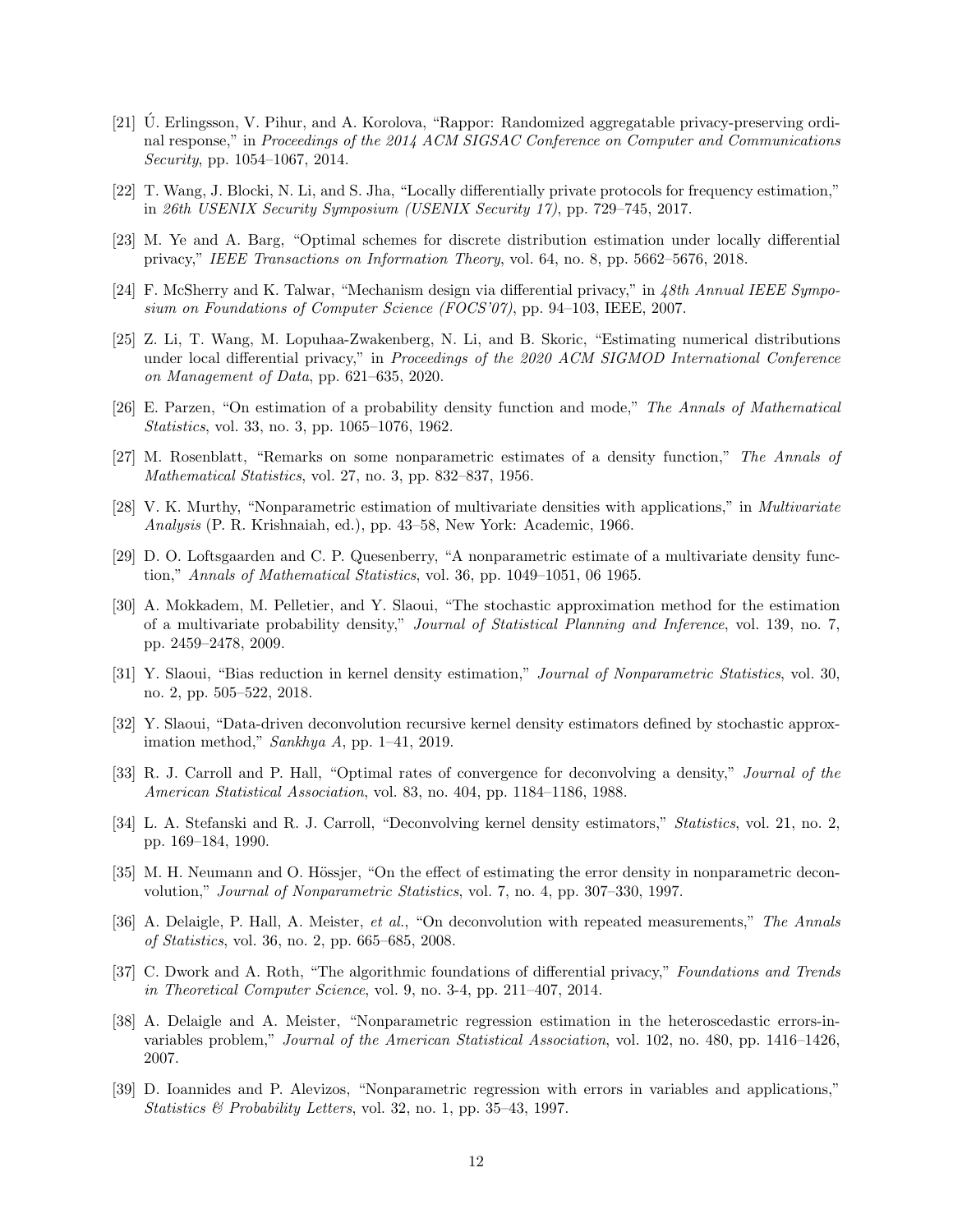[21] Ú. Erlingsson, V. Pihur, and A. Korolova, "Rappor: Randomized aggregatable privacy-preserving ordinal response," in *Proceedings of the 2014 ACM SIGSAC Conference on Computer and Communications Security*, pp. 1054–1067, 2014.

[22] T. Wang, J. Blocki, N. Li, and S. Jha, "Locally differentially private protocols for frequency estimation," in *26th USENIX Security Symposium (USENIX Security 17)*, pp. 729–745, 2017.

[23] M. Ye and A. Barg, "Optimal schemes for discrete distribution estimation under locally differential privacy," *IEEE Transactions on Information Theory*, vol. 64, no. 8, pp. 5662–5676, 2018.

[24] F. McSherry and K. Talwar, "Mechanism design via differential privacy," in *48th Annual IEEE Symposium on Foundations of Computer Science (FOCS'07)*, pp. 94–103, IEEE, 2007.

[25] Z. Li, T. Wang, M. Lopuhaa-Zwakenberg, N. Li, and B. Skoric, "Estimating numerical distributions under local differential privacy," in *Proceedings of the 2020 ACM SIGMOD International Conference on Management of Data*, pp. 621–635, 2020.

[26] E. Parzen, "On estimation of a probability density function and mode," *The Annals of Mathematical Statistics*, vol. 33, no. 3, pp. 1065–1076, 1962.

[27] M. Rosenblatt, "Remarks on some nonparametric estimates of a density function," *The Annals of Mathematical Statistics*, vol. 27, no. 3, pp. 832–837, 1956.

[28] V. K. Murthy, "Nonparametric estimation of multivariate densities with applications," in *Multivariate Analysis* (P. R. Krishnaiah, ed.), pp. 43–58, New York: Academic, 1966.

[29] D. O. Loftsgaarden and C. P. Quesenberry, "A nonparametric estimate of a multivariate density function," *Annals of Mathematical Statistics*, vol. 36, pp. 1049–1051, 06 1965.

[30] A. Mokkadem, M. Pelletier, and Y. Slaoui, "The stochastic approximation method for the estimation of a multivariate probability density," *Journal of Statistical Planning and Inference*, vol. 139, no. 7, pp. 2459–2478, 2009.

[31] Y. Slaoui, "Bias reduction in kernel density estimation," *Journal of Nonparametric Statistics*, vol. 30, no. 2, pp. 505–522, 2018.

[32] Y. Slaoui, "Data-driven deconvolution recursive kernel density estimators defined by stochastic approximation method," *Sankhya A*, pp. 1–41, 2019.

[33] R. J. Carroll and P. Hall, "Optimal rates of convergence for deconvolving a density," *Journal of the American Statistical Association*, vol. 83, no. 404, pp. 1184–1186, 1988.

[34] L. A. Stefanski and R. J. Carroll, "Deconvolving kernel density estimators," *Statistics*, vol. 21, no. 2, pp. 169–184, 1990.

[35] M. H. Neumann and O. Hössjer, "On the effect of estimating the error density in nonparametric deconvolution," *Journal of Nonparametric Statistics*, vol. 7, no. 4, pp. 307–330, 1997.

[36] A. Delaigle, P. Hall, A. Meister, *et al.*, "On deconvolution with repeated measurements," *The Annals of Statistics*, vol. 36, no. 2, pp. 665–685, 2008.

[37] C. Dwork and A. Roth, "The algorithmic foundations of differential privacy," *Foundations and Trends in Theoretical Computer Science*, vol. 9, no. 3-4, pp. 211–407, 2014.

[38] A. Delaigle and A. Meister, "Nonparametric regression estimation in the heteroscedastic errors-in-variables problem," *Journal of the American Statistical Association*, vol. 102, no. 480, pp. 1416–1426, 2007.

[39] D. Ioannides and P. Alevizos, "Nonparametric regression with errors in variables and applications," *Statistics & Probability Letters*, vol. 32, no. 1, pp. 35–43, 1997.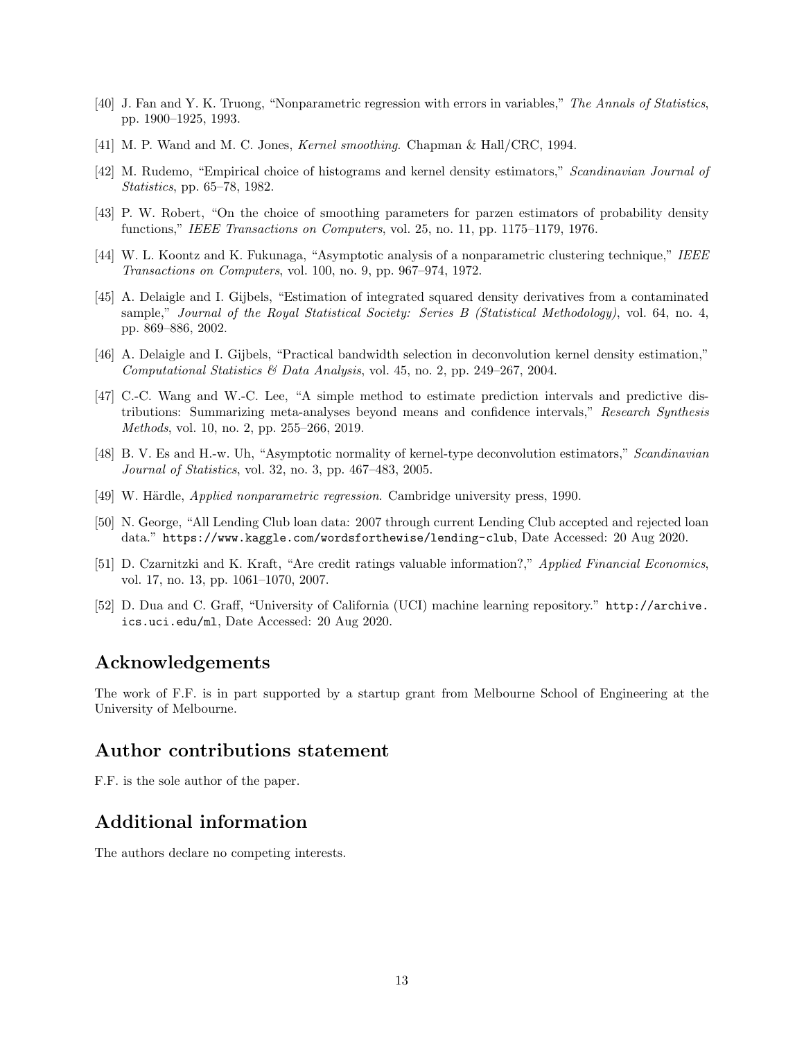[40] J. Fan and Y. K. Truong, "Nonparametric regression with errors in variables," *The Annals of Statistics*, pp. 1900–1925, 1993.

[41] M. P. Wand and M. C. Jones, *Kernel smoothing*. Chapman & Hall/CRC, 1994.

[42] M. Rudemo, "Empirical choice of histograms and kernel density estimators," *Scandinavian Journal of Statistics*, pp. 65–78, 1982.

[43] P. W. Robert, "On the choice of smoothing parameters for parzen estimators of probability density functions," *IEEE Transactions on Computers*, vol. 25, no. 11, pp. 1175–1179, 1976.

[44] W. L. Koontz and K. Fukunaga, "Asymptotic analysis of a nonparametric clustering technique," *IEEE Transactions on Computers*, vol. 100, no. 9, pp. 967–974, 1972.

[45] A. Delaigle and I. Gijbels, "Estimation of integrated squared density derivatives from a contaminated sample," *Journal of the Royal Statistical Society: Series B (Statistical Methodology)*, vol. 64, no. 4, pp. 869–886, 2002.

[46] A. Delaigle and I. Gijbels, "Practical bandwidth selection in deconvolution kernel density estimation," *Computational Statistics & Data Analysis*, vol. 45, no. 2, pp. 249–267, 2004.

[47] C.-C. Wang and W.-C. Lee, "A simple method to estimate prediction intervals and predictive distributions: Summarizing meta-analyses beyond means and confidence intervals," *Research Synthesis Methods*, vol. 10, no. 2, pp. 255–266, 2019.

[48] B. V. Es and H.-w. Uh, "Asymptotic normality of kernel-type deconvolution estimators," *Scandinavian Journal of Statistics*, vol. 32, no. 3, pp. 467–483, 2005.

[49] W. Härdle, *Applied nonparametric regression*. Cambridge university press, 1990.

[50] N. George, "All Lending Club loan data: 2007 through current Lending Club accepted and rejected loan data." `https://www.kaggle.com/wordsforthewise/lending-club`, Date Accessed: 20 Aug 2020.

[51] D. Czarnitzki and K. Kraft, "Are credit ratings valuable information?," *Applied Financial Economics*, vol. 17, no. 13, pp. 1061–1070, 2007.

[52] D. Dua and C. Graff, "University of California (UCI) machine learning repository." `http://archive.ics.uci.edu/ml`, Date Accessed: 20 Aug 2020.

## Acknowledgements

The work of F.F. is in part supported by a startup grant from Melbourne School of Engineering at the University of Melbourne.

## Author contributions statement

F.F. is the sole author of the paper.

## Additional information

The authors declare no competing interests.